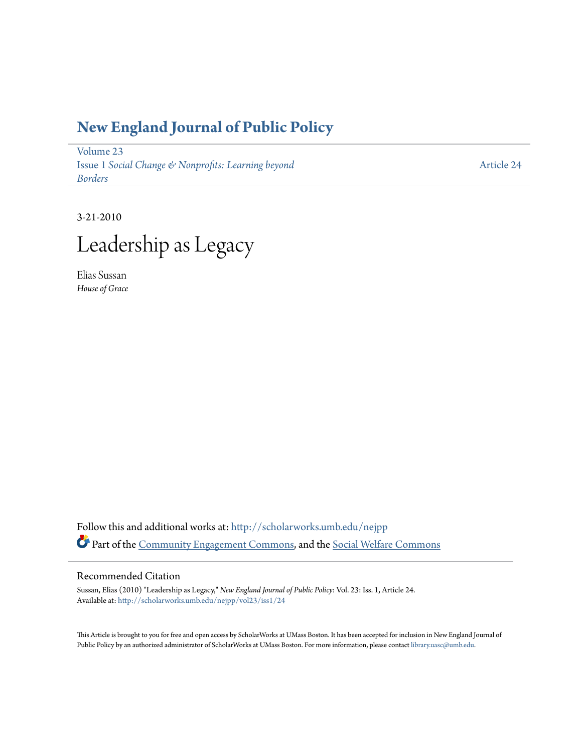# New England Journal of Public Policy

Volume 23
Issue 1 *Social Change & Nonprofits: Learning beyond Borders*

Article 24

3-21-2010

## Leadership as Legacy

Elias Sussan
*House of Grace*

Follow this and additional works at: http://scholarworks.umb.edu/nejpp

Part of the Community Engagement Commons, and the Social Welfare Commons

### Recommended Citation

Sussan, Elias (2010) "Leadership as Legacy," *New England Journal of Public Policy*: Vol. 23: Iss. 1, Article 24.
Available at: http://scholarworks.umb.edu/nejpp/vol23/iss1/24

This Article is brought to you for free and open access by ScholarWorks at UMass Boston. It has been accepted for inclusion in New England Journal of Public Policy by an authorized administrator of ScholarWorks at UMass Boston. For more information, please contact library.uasc@umb.edu.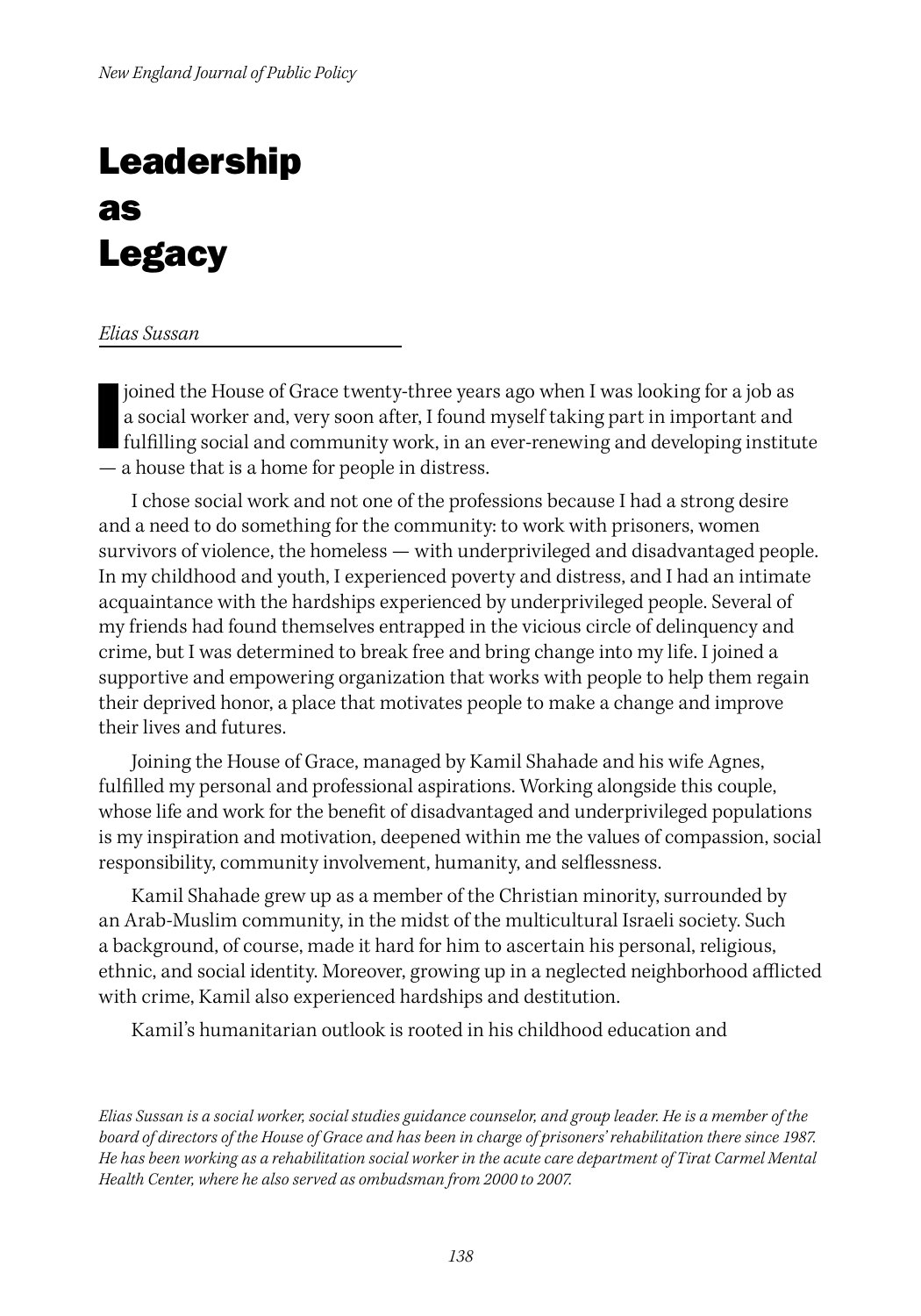# Leadership as Legacy

*Elias Sussan*

I joined the House of Grace twenty-three years ago when I was looking for a job as a social worker and, very soon after, I found myself taking part in important and fulfilling social and community work, in an ever-renewing and developing institute — a house that is a home for people in distress.

I chose social work and not one of the professions because I had a strong desire and a need to do something for the community: to work with prisoners, women survivors of violence, the homeless — with underprivileged and disadvantaged people. In my childhood and youth, I experienced poverty and distress, and I had an intimate acquaintance with the hardships experienced by underprivileged people. Several of my friends had found themselves entrapped in the vicious circle of delinquency and crime, but I was determined to break free and bring change into my life. I joined a supportive and empowering organization that works with people to help them regain their deprived honor, a place that motivates people to make a change and improve their lives and futures.

Joining the House of Grace, managed by Kamil Shahade and his wife Agnes, fulfilled my personal and professional aspirations. Working alongside this couple, whose life and work for the benefit of disadvantaged and underprivileged populations is my inspiration and motivation, deepened within me the values of compassion, social responsibility, community involvement, humanity, and selflessness.

Kamil Shahade grew up as a member of the Christian minority, surrounded by an Arab-Muslim community, in the midst of the multicultural Israeli society. Such a background, of course, made it hard for him to ascertain his personal, religious, ethnic, and social identity. Moreover, growing up in a neglected neighborhood afflicted with crime, Kamil also experienced hardships and destitution.

Kamil's humanitarian outlook is rooted in his childhood education and

*Elias Sussan is a social worker, social studies guidance counselor, and group leader. He is a member of the board of directors of the House of Grace and has been in charge of prisoners' rehabilitation there since 1987. He has been working as a rehabilitation social worker in the acute care department of Tirat Carmel Mental Health Center, where he also served as ombudsman from 2000 to 2007.*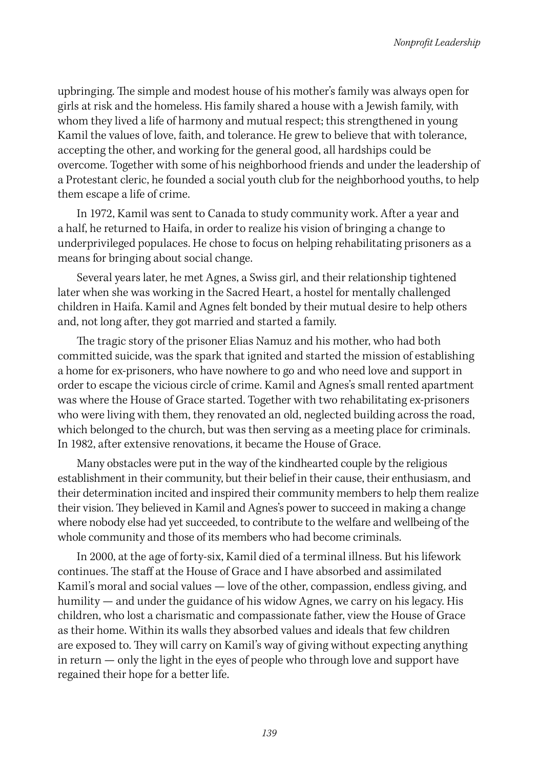upbringing. The simple and modest house of his mother's family was always open for girls at risk and the homeless. His family shared a house with a Jewish family, with whom they lived a life of harmony and mutual respect; this strengthened in young Kamil the values of love, faith, and tolerance. He grew to believe that with tolerance, accepting the other, and working for the general good, all hardships could be overcome. Together with some of his neighborhood friends and under the leadership of a Protestant cleric, he founded a social youth club for the neighborhood youths, to help them escape a life of crime.

In 1972, Kamil was sent to Canada to study community work. After a year and a half, he returned to Haifa, in order to realize his vision of bringing a change to underprivileged populaces. He chose to focus on helping rehabilitating prisoners as a means for bringing about social change.

Several years later, he met Agnes, a Swiss girl, and their relationship tightened later when she was working in the Sacred Heart, a hostel for mentally challenged children in Haifa. Kamil and Agnes felt bonded by their mutual desire to help others and, not long after, they got married and started a family.

The tragic story of the prisoner Elias Namuz and his mother, who had both committed suicide, was the spark that ignited and started the mission of establishing a home for ex-prisoners, who have nowhere to go and who need love and support in order to escape the vicious circle of crime. Kamil and Agnes's small rented apartment was where the House of Grace started. Together with two rehabilitating ex-prisoners who were living with them, they renovated an old, neglected building across the road, which belonged to the church, but was then serving as a meeting place for criminals. In 1982, after extensive renovations, it became the House of Grace.

Many obstacles were put in the way of the kindhearted couple by the religious establishment in their community, but their belief in their cause, their enthusiasm, and their determination incited and inspired their community members to help them realize their vision. They believed in Kamil and Agnes's power to succeed in making a change where nobody else had yet succeeded, to contribute to the welfare and wellbeing of the whole community and those of its members who had become criminals.

In 2000, at the age of forty-six, Kamil died of a terminal illness. But his lifework continues. The staff at the House of Grace and I have absorbed and assimilated Kamil's moral and social values — love of the other, compassion, endless giving, and humility — and under the guidance of his widow Agnes, we carry on his legacy. His children, who lost a charismatic and compassionate father, view the House of Grace as their home. Within its walls they absorbed values and ideals that few children are exposed to. They will carry on Kamil's way of giving without expecting anything in return — only the light in the eyes of people who through love and support have regained their hope for a better life.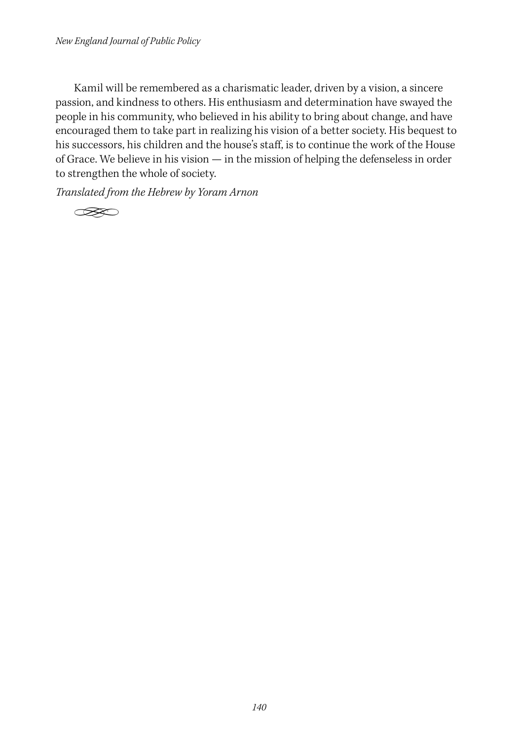Kamil will be remembered as a charismatic leader, driven by a vision, a sincere passion, and kindness to others. His enthusiasm and determination have swayed the people in his community, who believed in his ability to bring about change, and have encouraged them to take part in realizing his vision of a better society. His bequest to his successors, his children and the house's staff, is to continue the work of the House of Grace. We believe in his vision — in the mission of helping the defenseless in order to strengthen the whole of society.

*Translated from the Hebrew by Yoram Arnon*